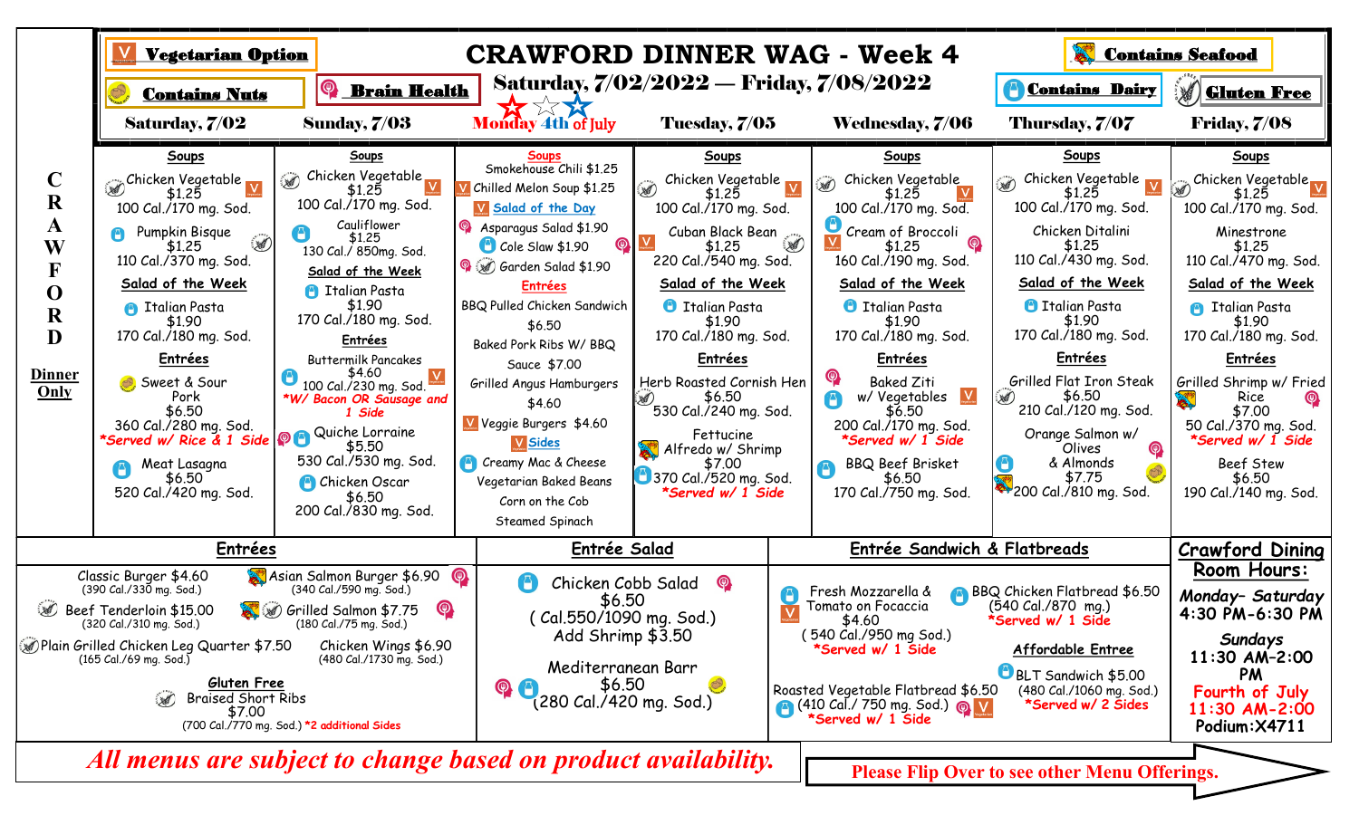# CRAWFORD DINNER WAG - Week 4

## Saturday, 7/02/2022 — Friday, 7/08/2022

Legend: V = Vegetarian Option | Contains Nuts | Brain Health | Contains Seafood | Contains Dairy | Gluten Free

**CRAWFORD — Dinner Only**

| Saturday, 7/02 | Sunday, 7/03 | Monday 4th of July | Tuesday, 7/05 | Wednesday, 7/06 | Thursday, 7/07 | Friday, 7/08 |
|---|---|---|---|---|---|---|
| **Soups** | **Soups** | **Soups** | **Soups** | **Soups** | **Soups** | **Soups** |
| Chicken Vegetable $1.25 100 Cal./170 mg. Sod. | Chicken Vegetable $1.25 100 Cal./170 mg. Sod. | Smokehouse Chili $1.25 | Chicken Vegetable $1.25 100 Cal./170 mg. Sod. | Chicken Vegetable $1.25 100 Cal./170 mg. Sod. | Chicken Vegetable $1.25 100 Cal./170 mg. Sod. | Chicken Vegetable $1.25 100 Cal./170 mg. Sod. |
| Pumpkin Bisque $1.25 110 Cal./370 mg. Sod. | Cauliflower $1.25 130 Cal./ 850mg. Sod. | Chilled Melon Soup $1.25 | Cuban Black Bean $1.25 220 Cal./540 mg. Sod. | Cream of Broccoli $1.25 160 Cal./190 mg. Sod. | Chicken Ditalini $1.25 110 Cal./430 mg. Sod. | Minestrone $1.25 110 Cal./470 mg. Sod. |
| **Salad of the Week** | **Salad of the Week** | **Salad of the Day** | **Salad of the Week** | **Salad of the Week** | **Salad of the Week** | **Salad of the Week** |
| Italian Pasta $1.90 170 Cal./180 mg. Sod. | Italian Pasta $1.90 170 Cal./180 mg. Sod. | Asparagus Salad $1.90<br>Cole Slaw $1.90<br>Garden Salad $1.90 | Italian Pasta $1.90 170 Cal./180 mg. Sod. | Italian Pasta $1.90 170 Cal./180 mg. Sod. | Italian Pasta $1.90 170 Cal./180 mg. Sod. | Italian Pasta $1.90 170 Cal./180 mg. Sod. |
| **Entrées** | **Entrées** | **Entrées** | **Entrées** | **Entrées** | **Entrées** | **Entrées** |
| Sweet & Sour Pork $6.50 360 Cal./280 mg. Sod. *Served w/ Rice & 1 Side | Buttermilk Pancakes $4.60 100 Cal./230 mg. Sod. *W/ Bacon OR Sausage and 1 Side | BBQ Pulled Chicken Sandwich $6.50 | Herb Roasted Cornish Hen $6.50 530 Cal./240 mg. Sod. | Baked Ziti w/ Vegetables $6.50 200 Cal./170 mg. Sod. *Served w/ 1 Side | Grilled Flat Iron Steak $6.50 210 Cal./120 mg. Sod. | Grilled Shrimp w/ Fried Rice $7.00 50 Cal./370 mg. Sod. *Served w/ 1 Side |
| Meat Lasagna $6.50 520 Cal./420 mg. Sod. | Quiche Lorraine $5.50 530 Cal./530 mg. Sod. | Baked Pork Ribs W/ BBQ Sauce $7.00 | Fettucine Alfredo w/ Shrimp $7.00 370 Cal./520 mg. Sod. *Served w/ 1 Side | BBQ Beef Brisket $6.50 170 Cal./750 mg. Sod. | Orange Salmon w/ Olives & Almonds $7.75 200 Cal./810 mg. Sod. | Beef Stew $6.50 190 Cal./140 mg. Sod. |
| | Chicken Oscar $6.50 200 Cal./830 mg. Sod. | Grilled Angus Hamburgers $4.60 | | | | |
| | | Veggie Burgers $4.60 | | | | |
| | | **Sides**<br>Creamy Mac & Cheese<br>Vegetarian Baked Beans<br>Corn on the Cob<br>Steamed Spinach | | | | |

## Entrées

- Classic Burger $4.60 (390 Cal./330 mg. Sod.)
- Asian Salmon Burger $6.90 (340 Cal./590 mg. Sod.)
- Beef Tenderloin $15.00 (320 Cal./310 mg. Sod.)
- Grilled Salmon $7.75 (180 Cal./75 mg. Sod.)
- Plain Grilled Chicken Leg Quarter $7.50 (165 Cal./69 mg. Sod.)
- Chicken Wings $6.90 (480 Cal./1730 mg. Sod.)

**Gluten Free**
Braised Short Ribs $7.00 (700 Cal./770 mg. Sod.) *2 additional Sides

## Entrée Salad

Chicken Cobb Salad $6.50 ( Cal.550/1090 mg. Sod.) Add Shrimp $3.50

Mediterranean Barr $6.50 (280 Cal./420 mg. Sod.)

## Entrée Sandwich & Flatbreads

- Fresh Mozzarella & Tomato on Focaccia $4.60 ( 540 Cal./950 mg Sod.) *Served w/ 1 Side
- BBQ Chicken Flatbread $6.50 (540 Cal./870 mg.) *Served w/ 1 Side
- Roasted Vegetable Flatbread $6.50 (410 Cal./ 750 mg. Sod.) *Served w/ 1 Side

**Affordable Entree**
BLT Sandwich $5.00 (480 Cal./1060 mg. Sod.) *Served w/ 2 Sides

## Crawford Dining Room Hours:

**Monday- Saturday** 4:30 PM-6:30 PM

**Sundays** 11:30 AM-2:00 PM

Fourth of July 11:30 AM-2:00

Podium:X4711

*All menus are subject to change based on product availability.*

**Please Flip Over to see other Menu Offerings.**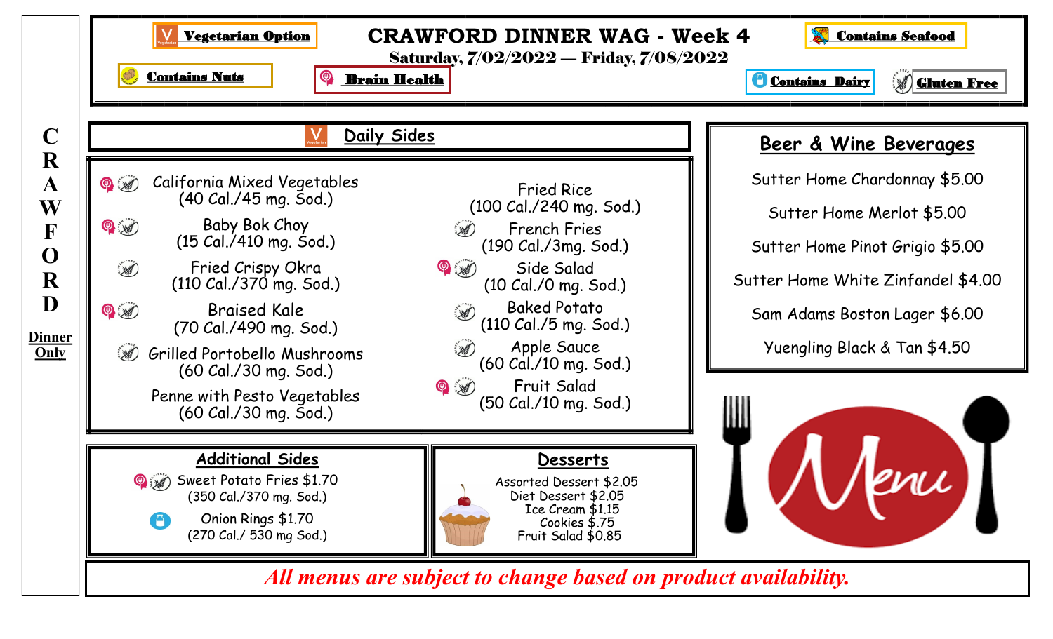# CRAWFORD DINNER WAG - Week 4

**Saturday, 7/02/2022 — Friday, 7/08/2022**

Vegetarian Option | Contains Seafood | Contains Nuts | Brain Health | Contains Dairy | Gluten Free

CRAWFORD

Dinner Only

## Daily Sides

California Mixed Vegetables
(40 Cal./45 mg. Sod.)

Baby Bok Choy
(15 Cal./410 mg. Sod.)

Fried Crispy Okra
(110 Cal./370 mg. Sod.)

Braised Kale
(70 Cal./490 mg. Sod.)

Grilled Portobello Mushrooms
(60 Cal./30 mg. Sod.)

Penne with Pesto Vegetables
(60 Cal./30 mg. Sod.)

Fried Rice
(100 Cal./240 mg. Sod.)

French Fries
(190 Cal./3mg. Sod.)

Side Salad
(10 Cal./0 mg. Sod.)

Baked Potato
(110 Cal./5 mg. Sod.)

Apple Sauce
(60 Cal./10 mg. Sod.)

Fruit Salad
(50 Cal./10 mg. Sod.)

## Beer & Wine Beverages

Sutter Home Chardonnay $5.00

Sutter Home Merlot $5.00

Sutter Home Pinot Grigio $5.00

Sutter Home White Zinfandel $4.00

Sam Adams Boston Lager $6.00

Yuengling Black & Tan $4.50

## Additional Sides

Sweet Potato Fries $1.70
(350 Cal./370 mg. Sod.)

Onion Rings $1.70
(270 Cal./ 530 mg Sod.)

## Desserts

Assorted Dessert $2.05
Diet Dessert $2.05
Ice Cream $1.15
Cookies $.75
Fruit Salad $0.85

Menu

*All menus are subject to change based on product availability.*